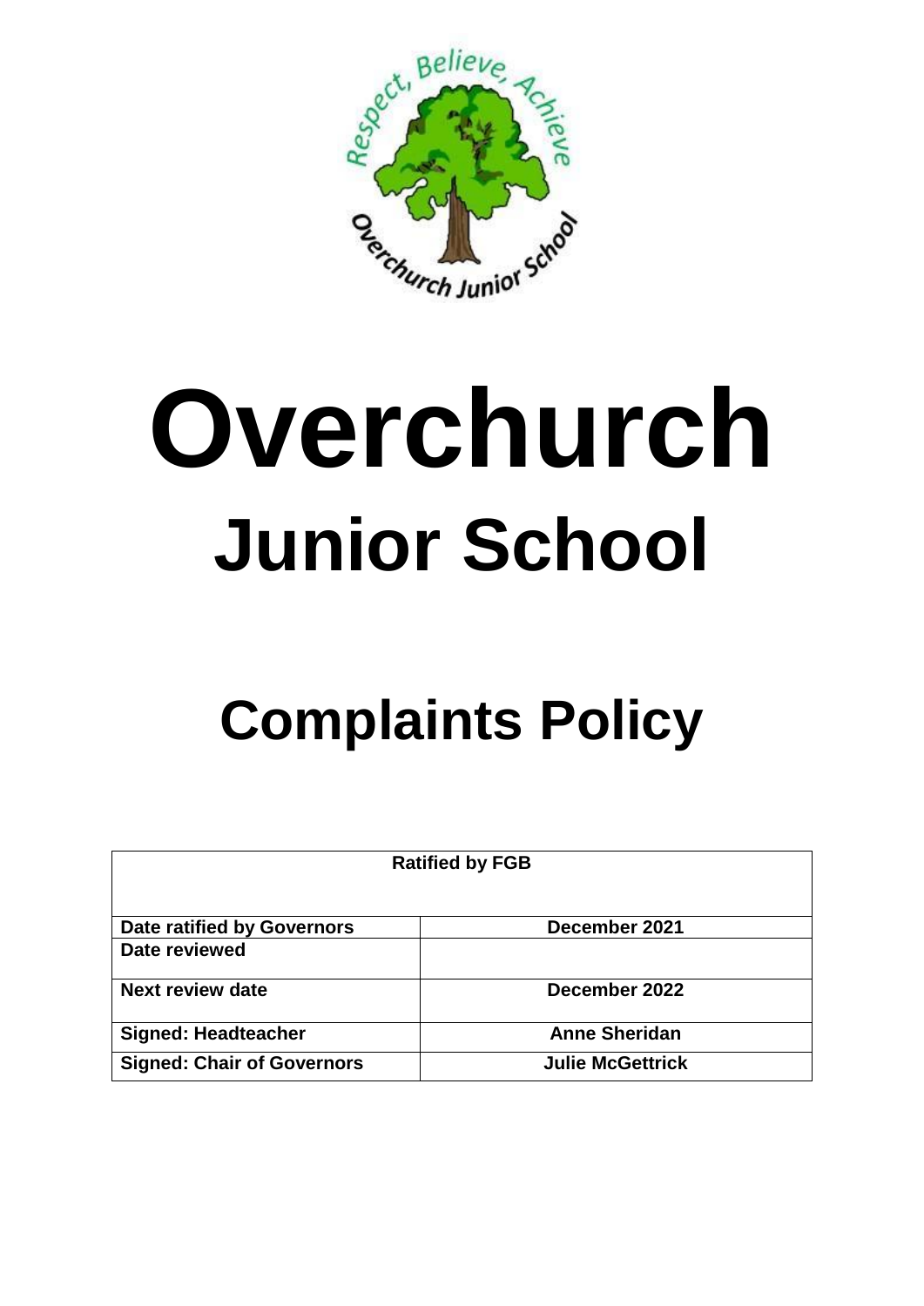# Overchurch

## Junior School

# Complaints Policy

| Ratified by FGB | |
|---|---|
| **Date ratified by Governors** | **December 2021** |
| **Date reviewed** | |
| **Next review date** | **December 2022** |
| **Signed: Headteacher** | **Anne Sheridan** |
| **Signed: Chair of Governors** | **Julie McGettrick** |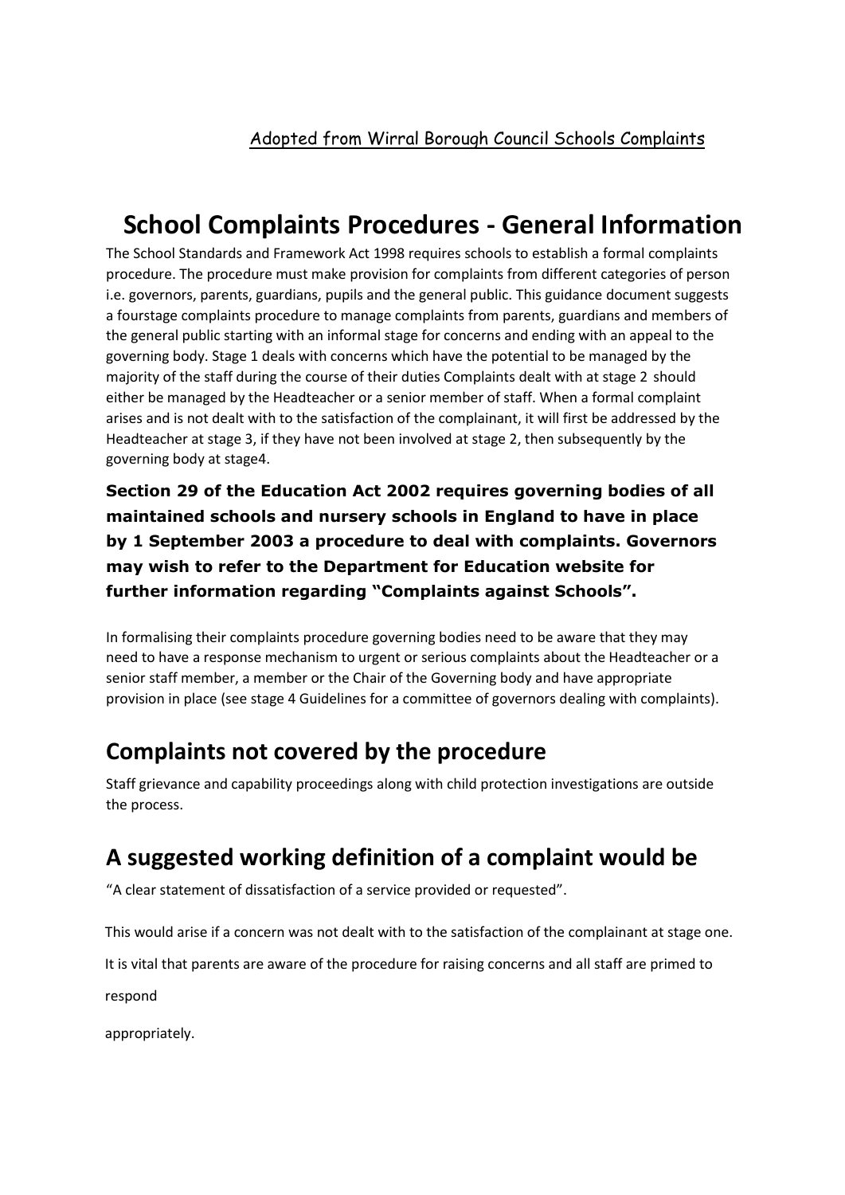Adopted from Wirral Borough Council Schools Complaints

# School Complaints Procedures - General Information

The School Standards and Framework Act 1998 requires schools to establish a formal complaints procedure. The procedure must make provision for complaints from different categories of person i.e. governors, parents, guardians, pupils and the general public. This guidance document suggests a fourstage complaints procedure to manage complaints from parents, guardians and members of the general public starting with an informal stage for concerns and ending with an appeal to the governing body. Stage 1 deals with concerns which have the potential to be managed by the majority of the staff during the course of their duties Complaints dealt with at stage 2 should either be managed by the Headteacher or a senior member of staff. When a formal complaint arises and is not dealt with to the satisfaction of the complainant, it will first be addressed by the Headteacher at stage 3, if they have not been involved at stage 2, then subsequently by the governing body at stage4.

**Section 29 of the Education Act 2002 requires governing bodies of all maintained schools and nursery schools in England to have in place by 1 September 2003 a procedure to deal with complaints. Governors may wish to refer to the Department for Education website for further information regarding "Complaints against Schools".**

In formalising their complaints procedure governing bodies need to be aware that they may need to have a response mechanism to urgent or serious complaints about the Headteacher or a senior staff member, a member or the Chair of the Governing body and have appropriate provision in place (see stage 4 Guidelines for a committee of governors dealing with complaints).

## Complaints not covered by the procedure

Staff grievance and capability proceedings along with child protection investigations are outside the process.

## A suggested working definition of a complaint would be

"A clear statement of dissatisfaction of a service provided or requested".

This would arise if a concern was not dealt with to the satisfaction of the complainant at stage one.

It is vital that parents are aware of the procedure for raising concerns and all staff are primed to respond appropriately.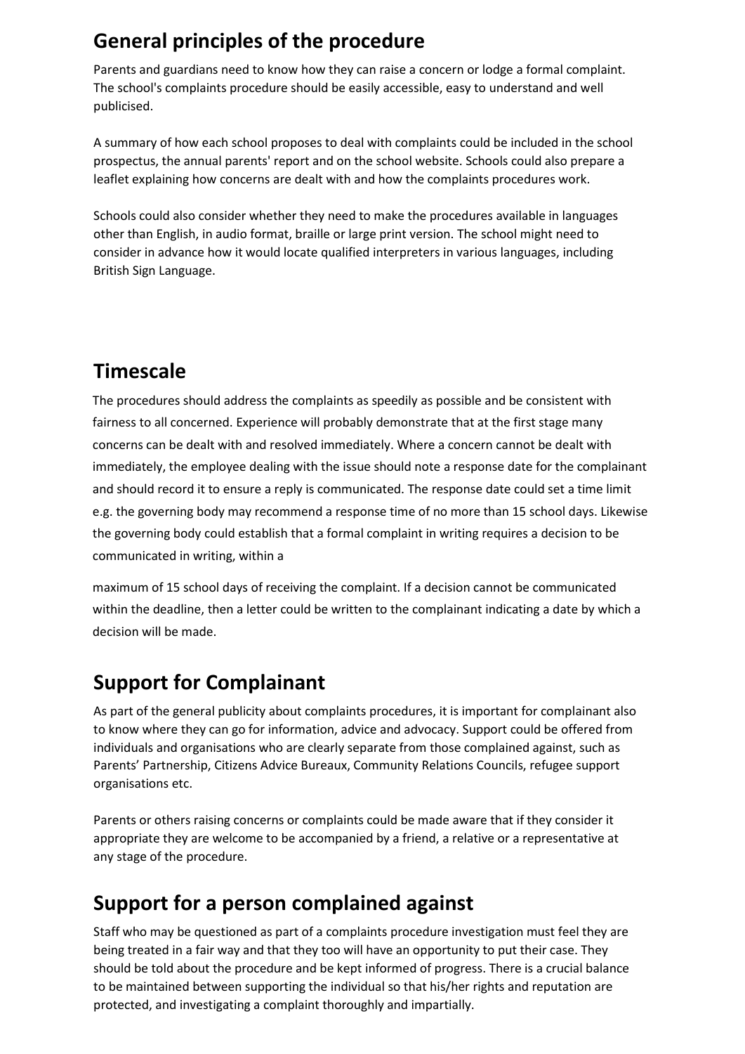## General principles of the procedure

Parents and guardians need to know how they can raise a concern or lodge a formal complaint. The school's complaints procedure should be easily accessible, easy to understand and well publicised.

A summary of how each school proposes to deal with complaints could be included in the school prospectus, the annual parents' report and on the school website. Schools could also prepare a leaflet explaining how concerns are dealt with and how the complaints procedures work.

Schools could also consider whether they need to make the procedures available in languages other than English, in audio format, braille or large print version. The school might need to consider in advance how it would locate qualified interpreters in various languages, including British Sign Language.

## Timescale

The procedures should address the complaints as speedily as possible and be consistent with fairness to all concerned. Experience will probably demonstrate that at the first stage many concerns can be dealt with and resolved immediately. Where a concern cannot be dealt with immediately, the employee dealing with the issue should note a response date for the complainant and should record it to ensure a reply is communicated. The response date could set a time limit e.g. the governing body may recommend a response time of no more than 15 school days. Likewise the governing body could establish that a formal complaint in writing requires a decision to be communicated in writing, within a maximum of 15 school days of receiving the complaint. If a decision cannot be communicated within the deadline, then a letter could be written to the complainant indicating a date by which a decision will be made.

## Support for Complainant

As part of the general publicity about complaints procedures, it is important for complainant also to know where they can go for information, advice and advocacy. Support could be offered from individuals and organisations who are clearly separate from those complained against, such as Parents' Partnership, Citizens Advice Bureaux, Community Relations Councils, refugee support organisations etc.

Parents or others raising concerns or complaints could be made aware that if they consider it appropriate they are welcome to be accompanied by a friend, a relative or a representative at any stage of the procedure.

## Support for a person complained against

Staff who may be questioned as part of a complaints procedure investigation must feel they are being treated in a fair way and that they too will have an opportunity to put their case. They should be told about the procedure and be kept informed of progress. There is a crucial balance to be maintained between supporting the individual so that his/her rights and reputation are protected, and investigating a complaint thoroughly and impartially.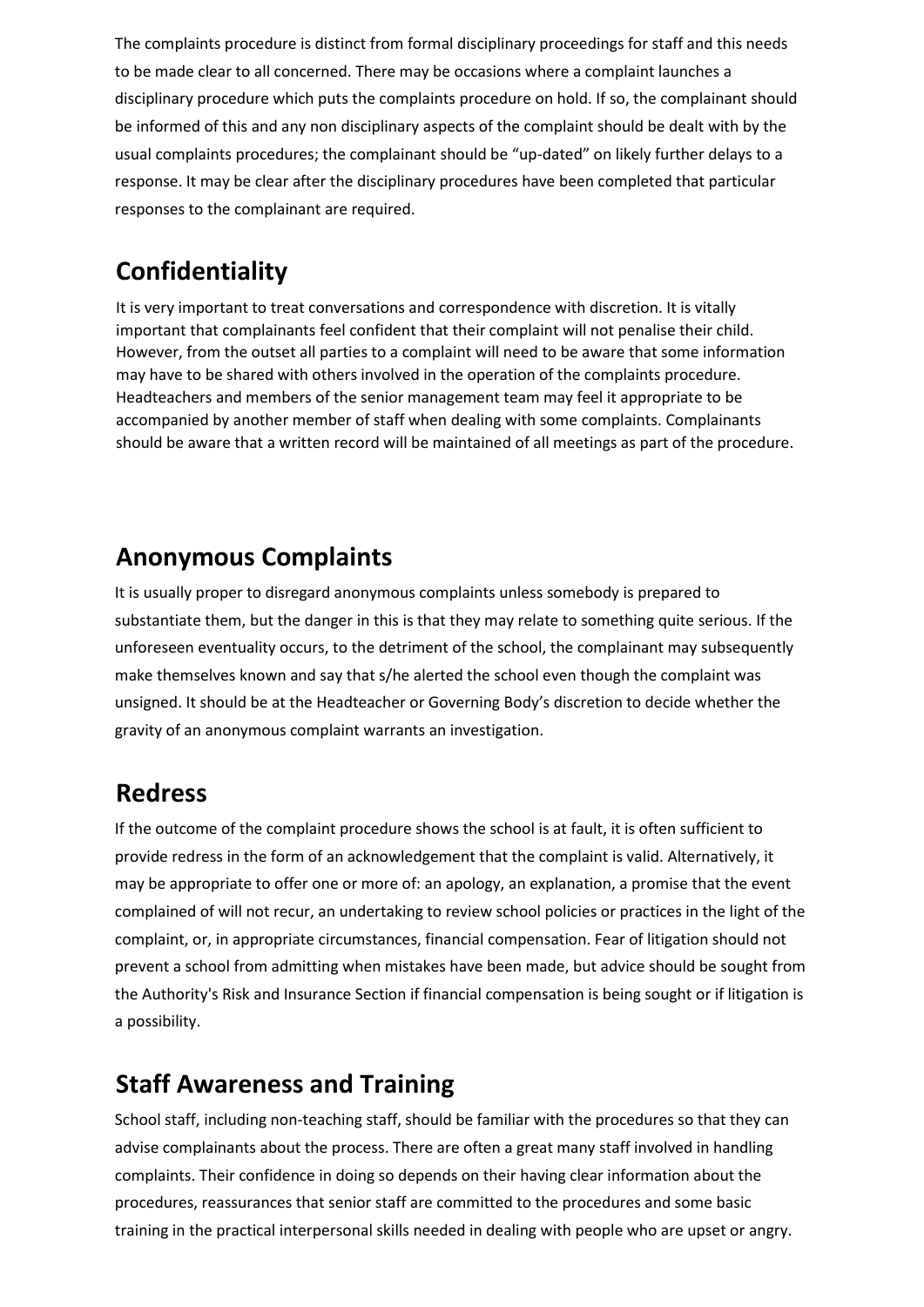The complaints procedure is distinct from formal disciplinary proceedings for staff and this needs to be made clear to all concerned. There may be occasions where a complaint launches a disciplinary procedure which puts the complaints procedure on hold. If so, the complainant should be informed of this and any non disciplinary aspects of the complaint should be dealt with by the usual complaints procedures; the complainant should be "up-dated" on likely further delays to a response. It may be clear after the disciplinary procedures have been completed that particular responses to the complainant are required.

## Confidentiality

It is very important to treat conversations and correspondence with discretion. It is vitally important that complainants feel confident that their complaint will not penalise their child. However, from the outset all parties to a complaint will need to be aware that some information may have to be shared with others involved in the operation of the complaints procedure. Headteachers and members of the senior management team may feel it appropriate to be accompanied by another member of staff when dealing with some complaints. Complainants should be aware that a written record will be maintained of all meetings as part of the procedure.

## Anonymous Complaints

It is usually proper to disregard anonymous complaints unless somebody is prepared to substantiate them, but the danger in this is that they may relate to something quite serious. If the unforeseen eventuality occurs, to the detriment of the school, the complainant may subsequently make themselves known and say that s/he alerted the school even though the complaint was unsigned. It should be at the Headteacher or Governing Body's discretion to decide whether the gravity of an anonymous complaint warrants an investigation.

## Redress

If the outcome of the complaint procedure shows the school is at fault, it is often sufficient to provide redress in the form of an acknowledgement that the complaint is valid. Alternatively, it may be appropriate to offer one or more of: an apology, an explanation, a promise that the event complained of will not recur, an undertaking to review school policies or practices in the light of the complaint, or, in appropriate circumstances, financial compensation. Fear of litigation should not prevent a school from admitting when mistakes have been made, but advice should be sought from the Authority's Risk and Insurance Section if financial compensation is being sought or if litigation is a possibility.

## Staff Awareness and Training

School staff, including non-teaching staff, should be familiar with the procedures so that they can advise complainants about the process. There are often a great many staff involved in handling complaints. Their confidence in doing so depends on their having clear information about the procedures, reassurances that senior staff are committed to the procedures and some basic training in the practical interpersonal skills needed in dealing with people who are upset or angry.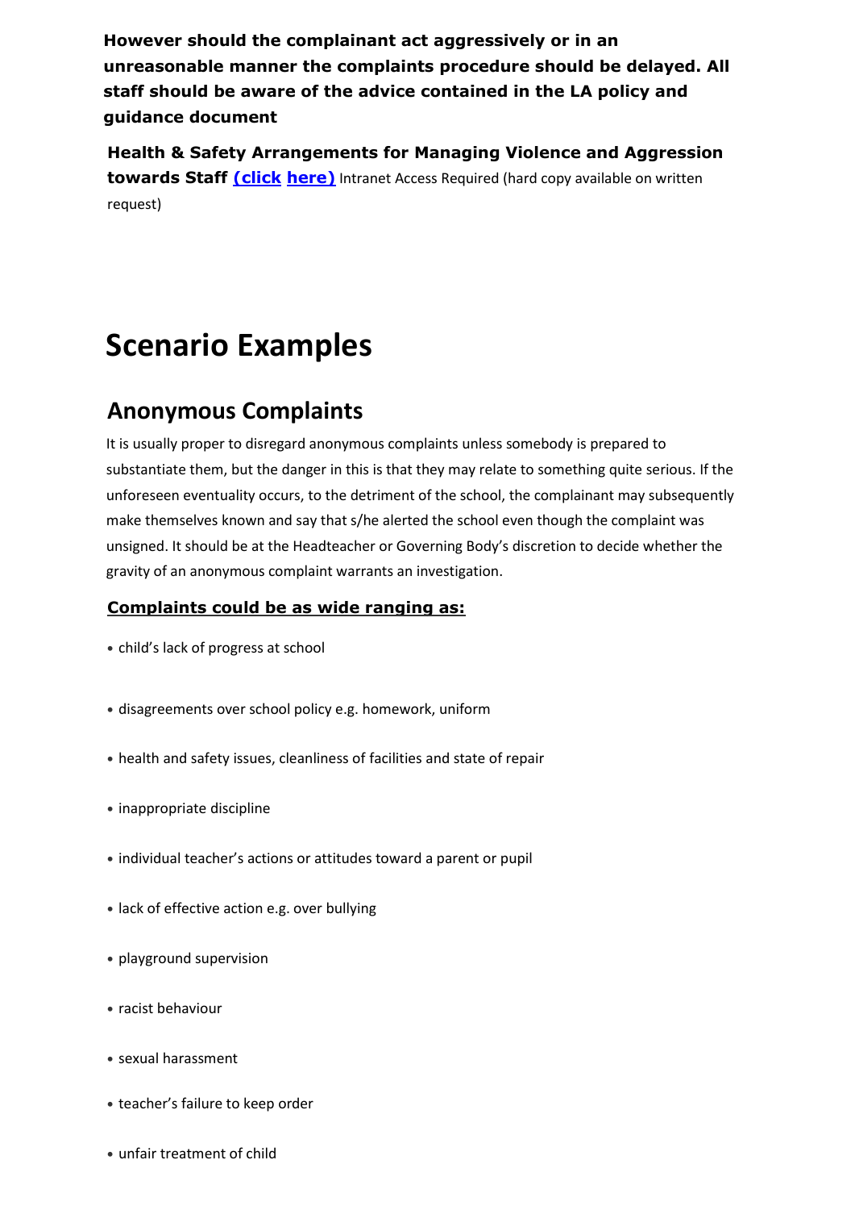**However should the complainant act aggressively or in an unreasonable manner the complaints procedure should be delayed. All staff should be aware of the advice contained in the LA policy and guidance document**

**Health & Safety Arrangements for Managing Violence and Aggression towards Staff (click here)** Intranet Access Required (hard copy available on written request)

# Scenario Examples

## Anonymous Complaints

It is usually proper to disregard anonymous complaints unless somebody is prepared to substantiate them, but the danger in this is that they may relate to something quite serious. If the unforeseen eventuality occurs, to the detriment of the school, the complainant may subsequently make themselves known and say that s/he alerted the school even though the complaint was unsigned. It should be at the Headteacher or Governing Body's discretion to decide whether the gravity of an anonymous complaint warrants an investigation.

**Complaints could be as wide ranging as:**

- child's lack of progress at school
- disagreements over school policy e.g. homework, uniform
- health and safety issues, cleanliness of facilities and state of repair
- inappropriate discipline
- individual teacher's actions or attitudes toward a parent or pupil
- lack of effective action e.g. over bullying
- playground supervision
- racist behaviour
- sexual harassment
- teacher's failure to keep order
- unfair treatment of child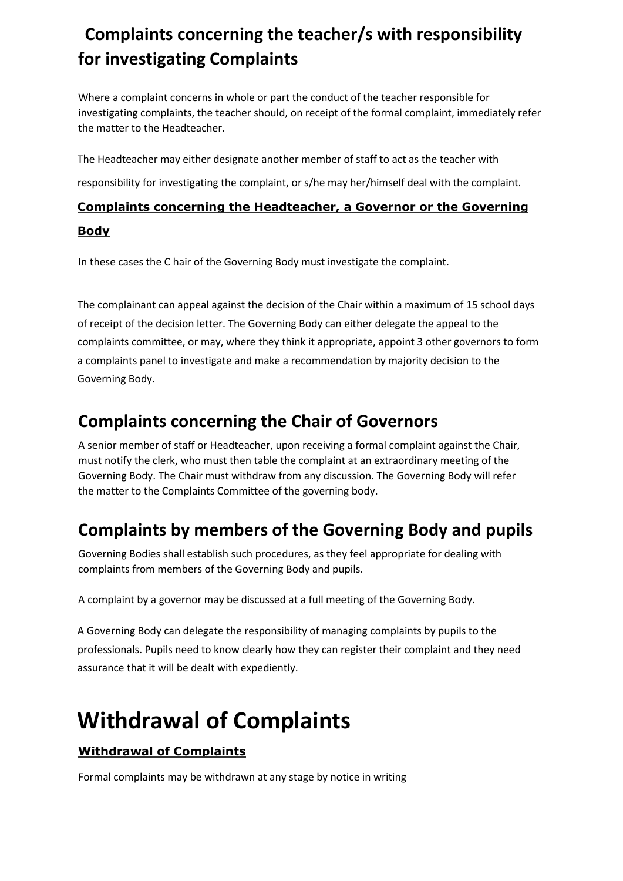## Complaints concerning the teacher/s with responsibility for investigating Complaints

Where a complaint concerns in whole or part the conduct of the teacher responsible for investigating complaints, the teacher should, on receipt of the formal complaint, immediately refer the matter to the Headteacher.

The Headteacher may either designate another member of staff to act as the teacher with responsibility for investigating the complaint, or s/he may her/himself deal with the complaint.

### **Complaints concerning the Headteacher, a Governor or the Governing Body**

In these cases the C hair of the Governing Body must investigate the complaint.

The complainant can appeal against the decision of the Chair within a maximum of 15 school days of receipt of the decision letter. The Governing Body can either delegate the appeal to the complaints committee, or may, where they think it appropriate, appoint 3 other governors to form a complaints panel to investigate and make a recommendation by majority decision to the Governing Body.

## Complaints concerning the Chair of Governors

A senior member of staff or Headteacher, upon receiving a formal complaint against the Chair, must notify the clerk, who must then table the complaint at an extraordinary meeting of the Governing Body. The Chair must withdraw from any discussion. The Governing Body will refer the matter to the Complaints Committee of the governing body.

## Complaints by members of the Governing Body and pupils

Governing Bodies shall establish such procedures, as they feel appropriate for dealing with complaints from members of the Governing Body and pupils.

A complaint by a governor may be discussed at a full meeting of the Governing Body.

A Governing Body can delegate the responsibility of managing complaints by pupils to the professionals. Pupils need to know clearly how they can register their complaint and they need assurance that it will be dealt with expediently.

# Withdrawal of Complaints

### **Withdrawal of Complaints**

Formal complaints may be withdrawn at any stage by notice in writing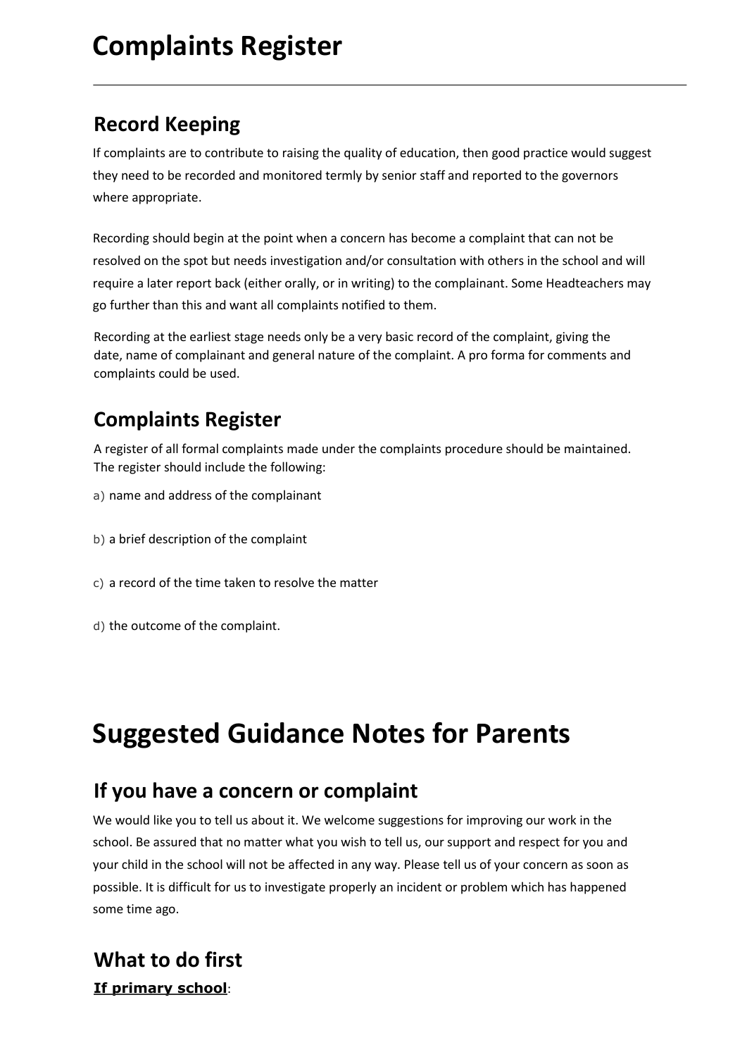# Complaints Register

## Record Keeping

If complaints are to contribute to raising the quality of education, then good practice would suggest they need to be recorded and monitored termly by senior staff and reported to the governors where appropriate.

Recording should begin at the point when a concern has become a complaint that can not be resolved on the spot but needs investigation and/or consultation with others in the school and will require a later report back (either orally, or in writing) to the complainant. Some Headteachers may go further than this and want all complaints notified to them.

Recording at the earliest stage needs only be a very basic record of the complaint, giving the date, name of complainant and general nature of the complaint. A pro forma for comments and complaints could be used.

## Complaints Register

A register of all formal complaints made under the complaints procedure should be maintained. The register should include the following:

a) name and address of the complainant

b) a brief description of the complaint

c) a record of the time taken to resolve the matter

d) the outcome of the complaint.

# Suggested Guidance Notes for Parents

## If you have a concern or complaint

We would like you to tell us about it. We welcome suggestions for improving our work in the school. Be assured that no matter what you wish to tell us, our support and respect for you and your child in the school will not be affected in any way. Please tell us of your concern as soon as possible. It is difficult for us to investigate properly an incident or problem which has happened some time ago.

## What to do first

**If primary school**: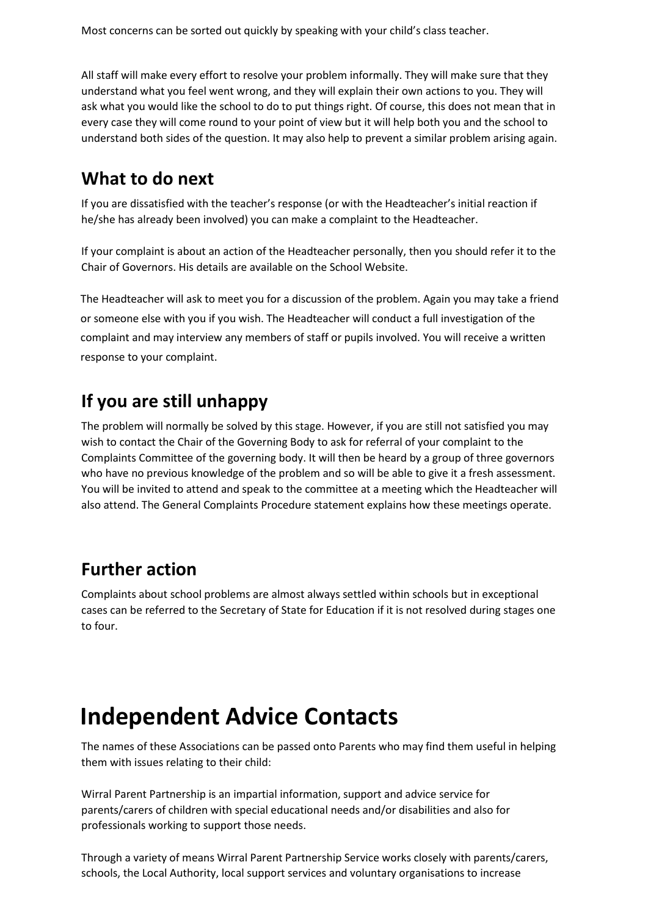Most concerns can be sorted out quickly by speaking with your child's class teacher.

All staff will make every effort to resolve your problem informally. They will make sure that they understand what you feel went wrong, and they will explain their own actions to you. They will ask what you would like the school to do to put things right. Of course, this does not mean that in every case they will come round to your point of view but it will help both you and the school to understand both sides of the question. It may also help to prevent a similar problem arising again.

## What to do next

If you are dissatisfied with the teacher's response (or with the Headteacher's initial reaction if he/she has already been involved) you can make a complaint to the Headteacher.

If your complaint is about an action of the Headteacher personally, then you should refer it to the Chair of Governors. His details are available on the School Website.

The Headteacher will ask to meet you for a discussion of the problem. Again you may take a friend or someone else with you if you wish. The Headteacher will conduct a full investigation of the complaint and may interview any members of staff or pupils involved. You will receive a written response to your complaint.

## If you are still unhappy

The problem will normally be solved by this stage. However, if you are still not satisfied you may wish to contact the Chair of the Governing Body to ask for referral of your complaint to the Complaints Committee of the governing body. It will then be heard by a group of three governors who have no previous knowledge of the problem and so will be able to give it a fresh assessment. You will be invited to attend and speak to the committee at a meeting which the Headteacher will also attend. The General Complaints Procedure statement explains how these meetings operate.

## Further action

Complaints about school problems are almost always settled within schools but in exceptional cases can be referred to the Secretary of State for Education if it is not resolved during stages one to four.

# Independent Advice Contacts

The names of these Associations can be passed onto Parents who may find them useful in helping them with issues relating to their child:

Wirral Parent Partnership is an impartial information, support and advice service for parents/carers of children with special educational needs and/or disabilities and also for professionals working to support those needs.

Through a variety of means Wirral Parent Partnership Service works closely with parents/carers, schools, the Local Authority, local support services and voluntary organisations to increase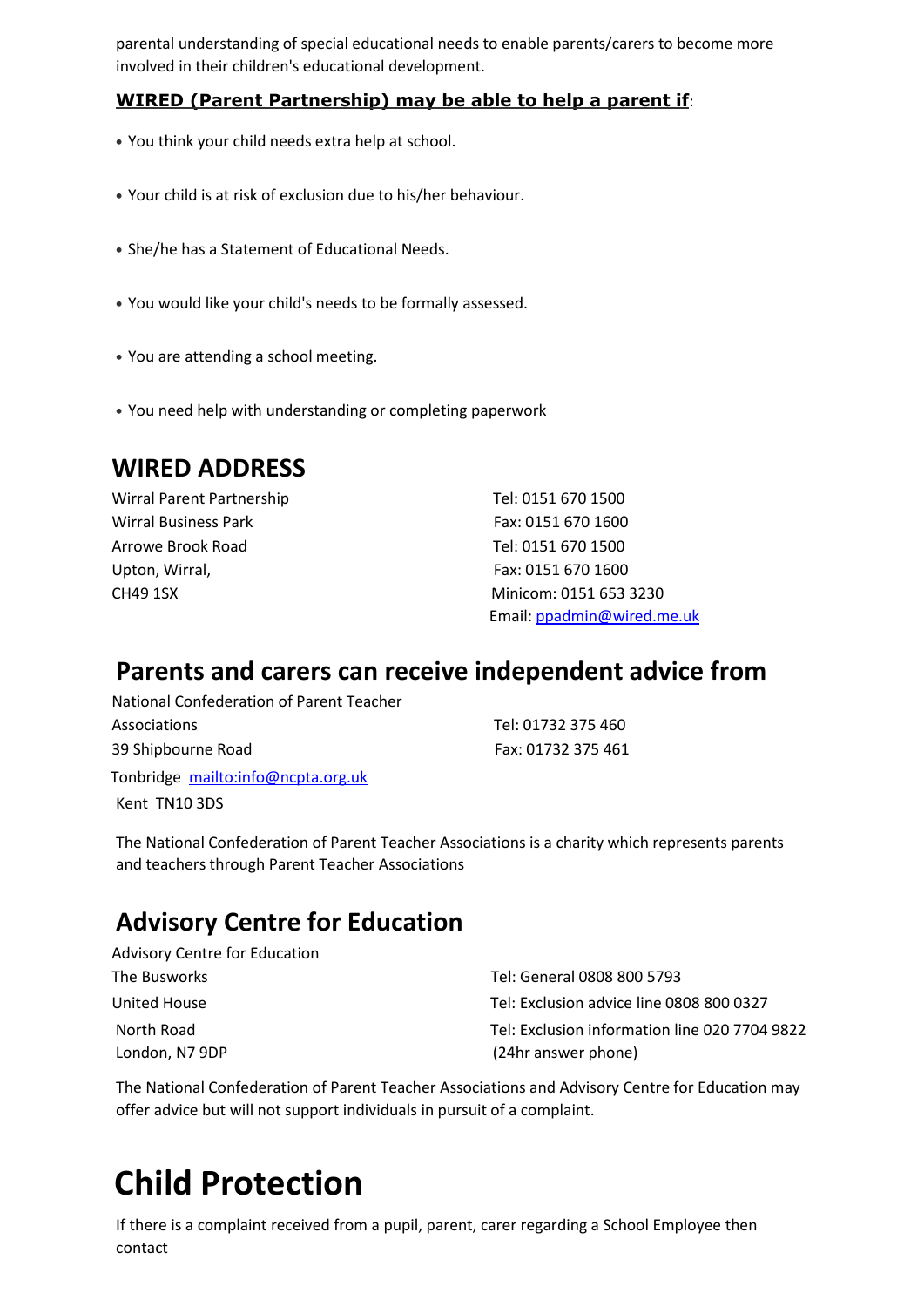parental understanding of special educational needs to enable parents/carers to become more involved in their children's educational development.

**WIRED (Parent Partnership) may be able to help a parent if**:

- You think your child needs extra help at school.
- Your child is at risk of exclusion due to his/her behaviour.
- She/he has a Statement of Educational Needs.
- You would like your child's needs to be formally assessed.
- You are attending a school meeting.
- You need help with understanding or completing paperwork

## WIRED ADDRESS

Wirral Parent Partnership
Wirral Business Park
Arrowe Brook Road
Upton, Wirral,
CH49 1SX

Tel: 0151 670 1500
Fax: 0151 670 1600
Tel: 0151 670 1500
Fax: 0151 670 1600
Minicom: 0151 653 3230
Email: ppadmin@wired.me.uk

## Parents and carers can receive independent advice from

National Confederation of Parent Teacher Associations
39 Shipbourne Road
Tonbridge mailto:info@ncpta.org.uk
Kent TN10 3DS

Tel: 01732 375 460
Fax: 01732 375 461

The National Confederation of Parent Teacher Associations is a charity which represents parents and teachers through Parent Teacher Associations

## Advisory Centre for Education

Advisory Centre for Education
The Busworks
United House
North Road
London, N7 9DP

Tel: General 0808 800 5793
Tel: Exclusion advice line 0808 800 0327
Tel: Exclusion information line 020 7704 9822 (24hr answer phone)

The National Confederation of Parent Teacher Associations and Advisory Centre for Education may offer advice but will not support individuals in pursuit of a complaint.

# Child Protection

If there is a complaint received from a pupil, parent, carer regarding a School Employee then contact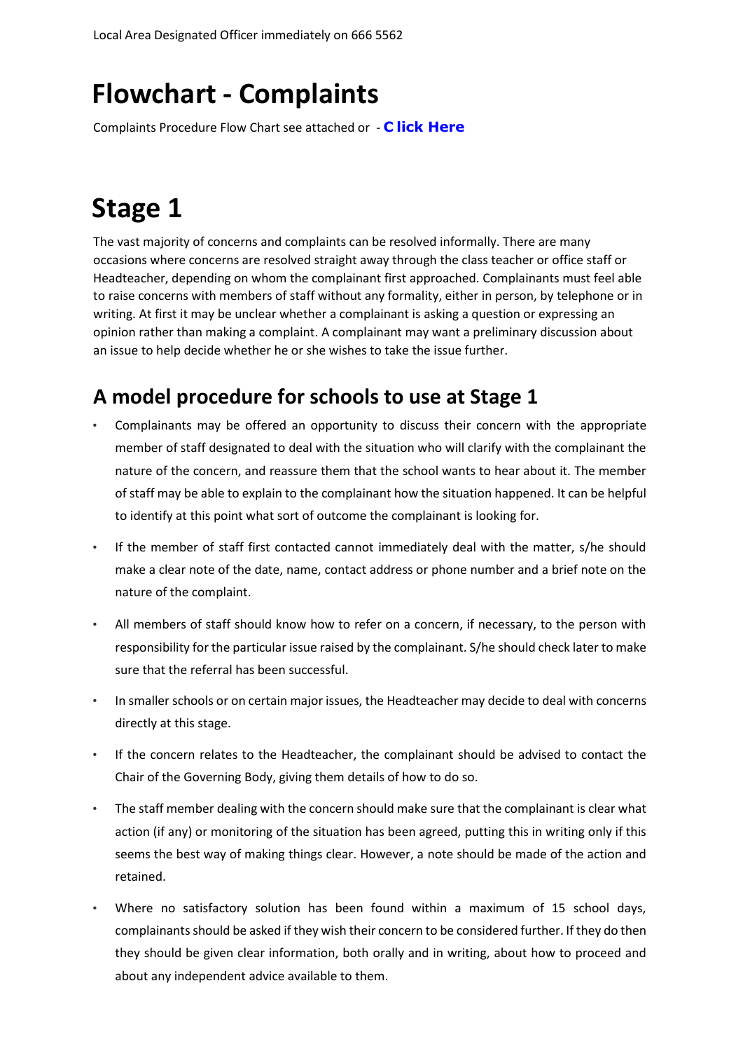Local Area Designated Officer immediately on 666 5562

# Flowchart - Complaints

Complaints Procedure Flow Chart see attached or - **Click Here**

# Stage 1

The vast majority of concerns and complaints can be resolved informally. There are many occasions where concerns are resolved straight away through the class teacher or office staff or Headteacher, depending on whom the complainant first approached. Complainants must feel able to raise concerns with members of staff without any formality, either in person, by telephone or in writing. At first it may be unclear whether a complainant is asking a question or expressing an opinion rather than making a complaint. A complainant may want a preliminary discussion about an issue to help decide whether he or she wishes to take the issue further.

## A model procedure for schools to use at Stage 1

- Complainants may be offered an opportunity to discuss their concern with the appropriate member of staff designated to deal with the situation who will clarify with the complainant the nature of the concern, and reassure them that the school wants to hear about it. The member of staff may be able to explain to the complainant how the situation happened. It can be helpful to identify at this point what sort of outcome the complainant is looking for.
- If the member of staff first contacted cannot immediately deal with the matter, s/he should make a clear note of the date, name, contact address or phone number and a brief note on the nature of the complaint.
- All members of staff should know how to refer on a concern, if necessary, to the person with responsibility for the particular issue raised by the complainant. S/he should check later to make sure that the referral has been successful.
- In smaller schools or on certain major issues, the Headteacher may decide to deal with concerns directly at this stage.
- If the concern relates to the Headteacher, the complainant should be advised to contact the Chair of the Governing Body, giving them details of how to do so.
- The staff member dealing with the concern should make sure that the complainant is clear what action (if any) or monitoring of the situation has been agreed, putting this in writing only if this seems the best way of making things clear. However, a note should be made of the action and retained.
- Where no satisfactory solution has been found within a maximum of 15 school days, complainants should be asked if they wish their concern to be considered further. If they do then they should be given clear information, both orally and in writing, about how to proceed and about any independent advice available to them.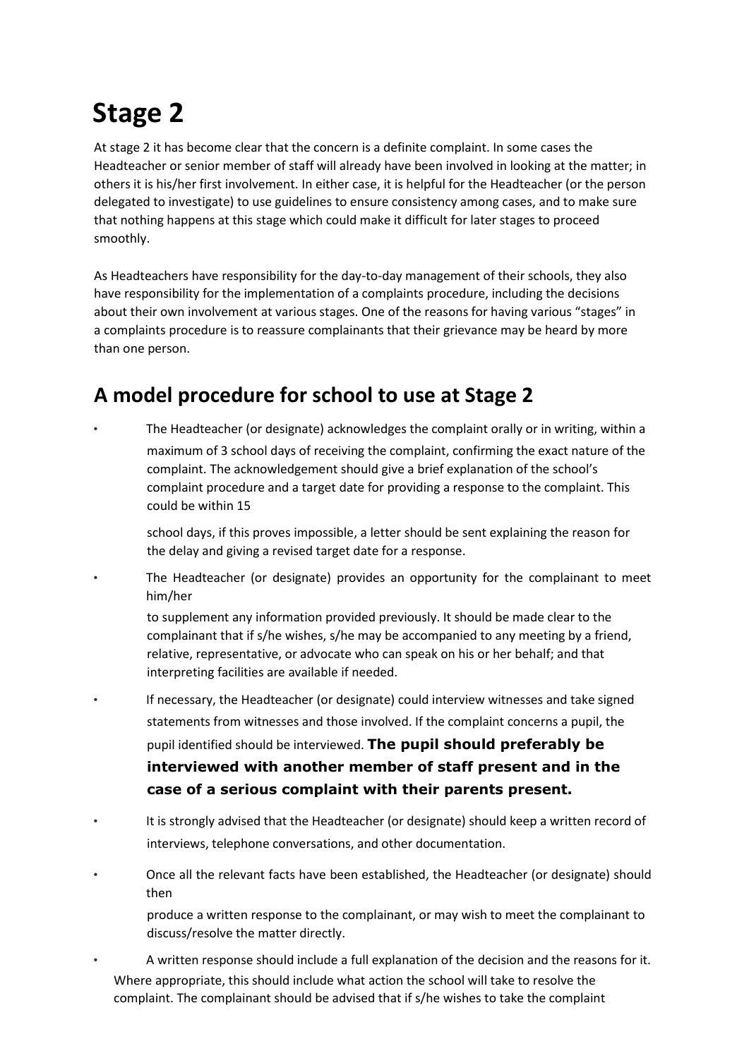# Stage 2

At stage 2 it has become clear that the concern is a definite complaint. In some cases the Headteacher or senior member of staff will already have been involved in looking at the matter; in others it is his/her first involvement. In either case, it is helpful for the Headteacher (or the person delegated to investigate) to use guidelines to ensure consistency among cases, and to make sure that nothing happens at this stage which could make it difficult for later stages to proceed smoothly.

As Headteachers have responsibility for the day-to-day management of their schools, they also have responsibility for the implementation of a complaints procedure, including the decisions about their own involvement at various stages. One of the reasons for having various "stages" in a complaints procedure is to reassure complainants that their grievance may be heard by more than one person.

## A model procedure for school to use at Stage 2

- The Headteacher (or designate) acknowledges the complaint orally or in writing, within a maximum of 3 school days of receiving the complaint, confirming the exact nature of the complaint. The acknowledgement should give a brief explanation of the school's complaint procedure and a target date for providing a response to the complaint. This could be within 15 school days, if this proves impossible, a letter should be sent explaining the reason for the delay and giving a revised target date for a response.
- The Headteacher (or designate) provides an opportunity for the complainant to meet him/her to supplement any information provided previously. It should be made clear to the complainant that if s/he wishes, s/he may be accompanied to any meeting by a friend, relative, representative, or advocate who can speak on his or her behalf; and that interpreting facilities are available if needed.
- If necessary, the Headteacher (or designate) could interview witnesses and take signed statements from witnesses and those involved. If the complaint concerns a pupil, the pupil identified should be interviewed. **The pupil should preferably be interviewed with another member of staff present and in the case of a serious complaint with their parents present.**
- It is strongly advised that the Headteacher (or designate) should keep a written record of interviews, telephone conversations, and other documentation.
- Once all the relevant facts have been established, the Headteacher (or designate) should then produce a written response to the complainant, or may wish to meet the complainant to discuss/resolve the matter directly.
- A written response should include a full explanation of the decision and the reasons for it. Where appropriate, this should include what action the school will take to resolve the complaint. The complainant should be advised that if s/he wishes to take the complaint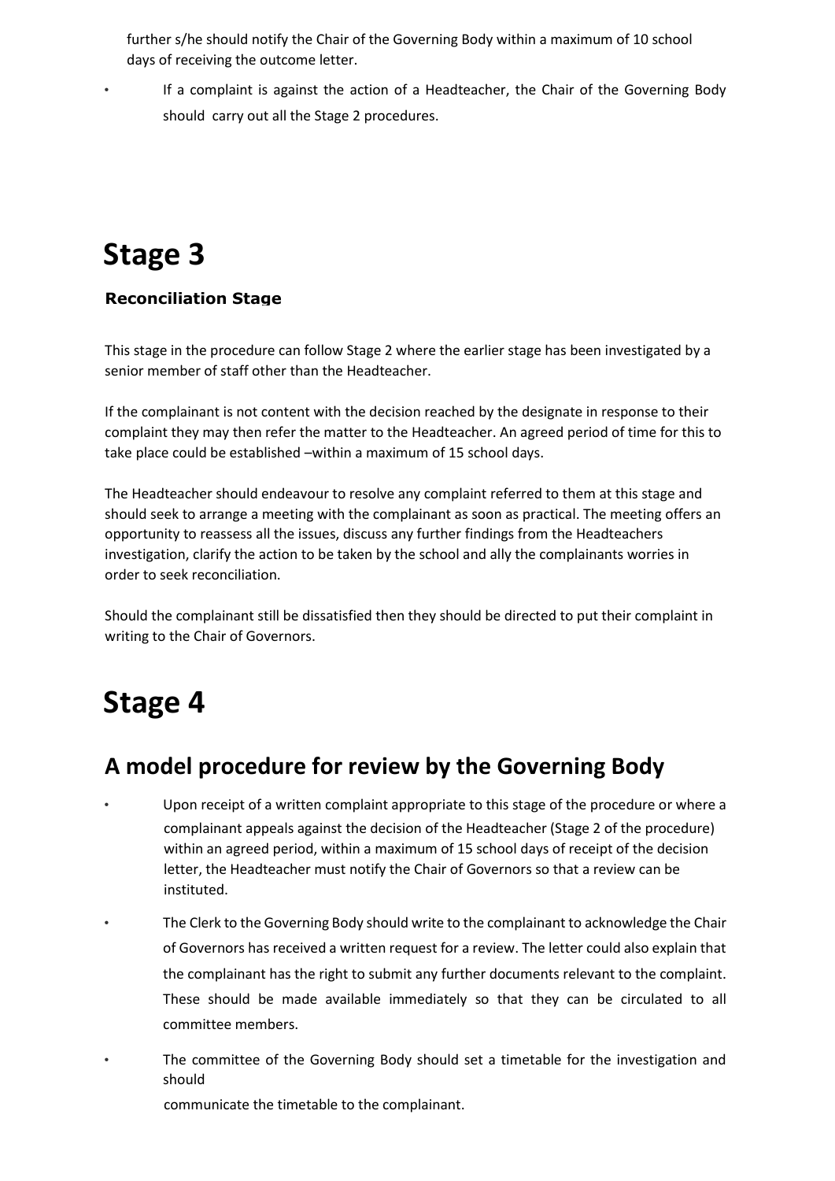further s/he should notify the Chair of the Governing Body within a maximum of 10 school days of receiving the outcome letter.

- If a complaint is against the action of a Headteacher, the Chair of the Governing Body should carry out all the Stage 2 procedures.

# Stage 3

**Reconciliation Stage**

This stage in the procedure can follow Stage 2 where the earlier stage has been investigated by a senior member of staff other than the Headteacher.

If the complainant is not content with the decision reached by the designate in response to their complaint they may then refer the matter to the Headteacher. An agreed period of time for this to take place could be established –within a maximum of 15 school days.

The Headteacher should endeavour to resolve any complaint referred to them at this stage and should seek to arrange a meeting with the complainant as soon as practical. The meeting offers an opportunity to reassess all the issues, discuss any further findings from the Headteachers investigation, clarify the action to be taken by the school and ally the complainants worries in order to seek reconciliation.

Should the complainant still be dissatisfied then they should be directed to put their complaint in writing to the Chair of Governors.

# Stage 4

## A model procedure for review by the Governing Body

- Upon receipt of a written complaint appropriate to this stage of the procedure or where a complainant appeals against the decision of the Headteacher (Stage 2 of the procedure) within an agreed period, within a maximum of 15 school days of receipt of the decision letter, the Headteacher must notify the Chair of Governors so that a review can be instituted.
- The Clerk to the Governing Body should write to the complainant to acknowledge the Chair of Governors has received a written request for a review. The letter could also explain that the complainant has the right to submit any further documents relevant to the complaint. These should be made available immediately so that they can be circulated to all committee members.
- The committee of the Governing Body should set a timetable for the investigation and should communicate the timetable to the complainant.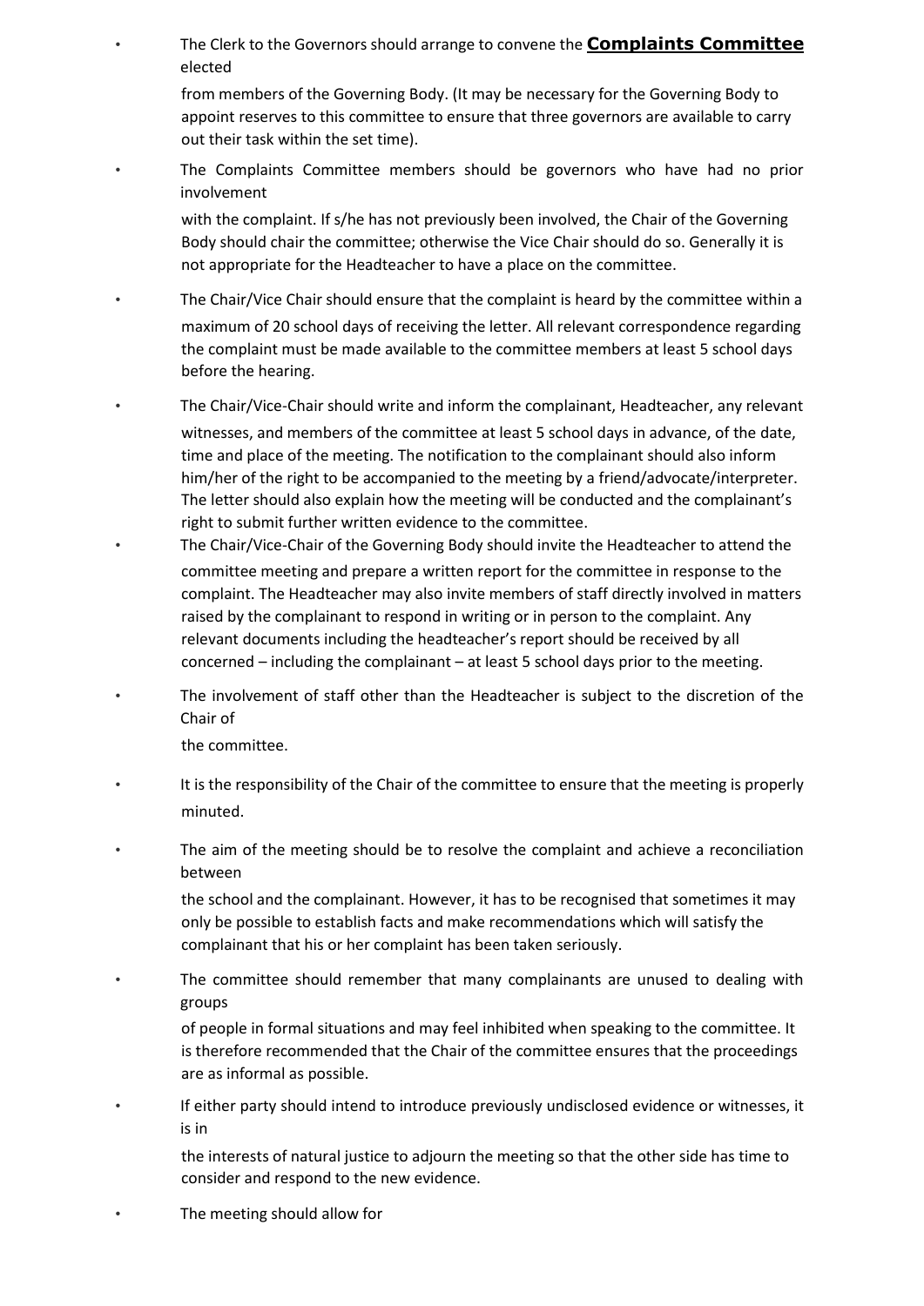- The Clerk to the Governors should arrange to convene the **Complaints Committee** elected from members of the Governing Body. (It may be necessary for the Governing Body to appoint reserves to this committee to ensure that three governors are available to carry out their task within the set time).
- The Complaints Committee members should be governors who have had no prior involvement with the complaint. If s/he has not previously been involved, the Chair of the Governing Body should chair the committee; otherwise the Vice Chair should do so. Generally it is not appropriate for the Headteacher to have a place on the committee.
- The Chair/Vice Chair should ensure that the complaint is heard by the committee within a maximum of 20 school days of receiving the letter. All relevant correspondence regarding the complaint must be made available to the committee members at least 5 school days before the hearing.
- The Chair/Vice-Chair should write and inform the complainant, Headteacher, any relevant witnesses, and members of the committee at least 5 school days in advance, of the date, time and place of the meeting. The notification to the complainant should also inform him/her of the right to be accompanied to the meeting by a friend/advocate/interpreter. The letter should also explain how the meeting will be conducted and the complainant's right to submit further written evidence to the committee.
- The Chair/Vice-Chair of the Governing Body should invite the Headteacher to attend the committee meeting and prepare a written report for the committee in response to the complaint. The Headteacher may also invite members of staff directly involved in matters raised by the complainant to respond in writing or in person to the complaint. Any relevant documents including the headteacher's report should be received by all concerned – including the complainant – at least 5 school days prior to the meeting.
- The involvement of staff other than the Headteacher is subject to the discretion of the Chair of the committee.
- It is the responsibility of the Chair of the committee to ensure that the meeting is properly minuted.
- The aim of the meeting should be to resolve the complaint and achieve a reconciliation between the school and the complainant. However, it has to be recognised that sometimes it may only be possible to establish facts and make recommendations which will satisfy the complainant that his or her complaint has been taken seriously.
- The committee should remember that many complainants are unused to dealing with groups of people in formal situations and may feel inhibited when speaking to the committee. It is therefore recommended that the Chair of the committee ensures that the proceedings are as informal as possible.
- If either party should intend to introduce previously undisclosed evidence or witnesses, it is in the interests of natural justice to adjourn the meeting so that the other side has time to consider and respond to the new evidence.
- The meeting should allow for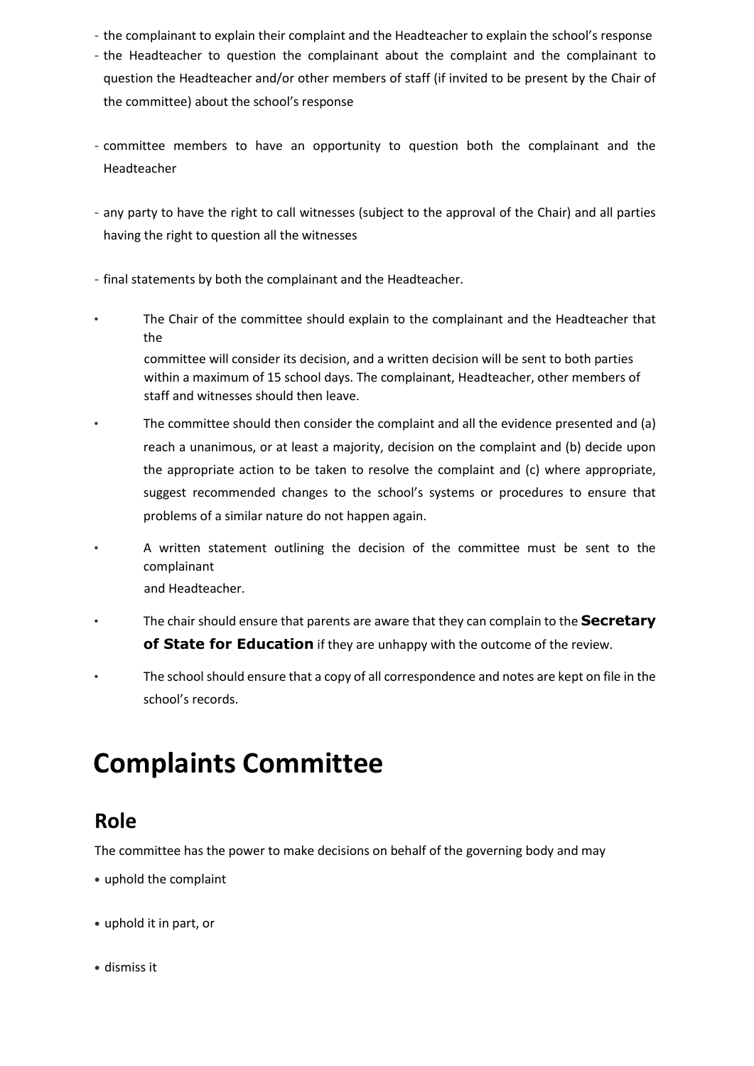- the complainant to explain their complaint and the Headteacher to explain the school's response
- the Headteacher to question the complainant about the complaint and the complainant to question the Headteacher and/or other members of staff (if invited to be present by the Chair of the committee) about the school's response
- committee members to have an opportunity to question both the complainant and the Headteacher
- any party to have the right to call witnesses (subject to the approval of the Chair) and all parties having the right to question all the witnesses
- final statements by both the complainant and the Headteacher.

- The Chair of the committee should explain to the complainant and the Headteacher that the committee will consider its decision, and a written decision will be sent to both parties within a maximum of 15 school days. The complainant, Headteacher, other members of staff and witnesses should then leave.
- The committee should then consider the complaint and all the evidence presented and (a) reach a unanimous, or at least a majority, decision on the complaint and (b) decide upon the appropriate action to be taken to resolve the complaint and (c) where appropriate, suggest recommended changes to the school's systems or procedures to ensure that problems of a similar nature do not happen again.
- A written statement outlining the decision of the committee must be sent to the complainant and Headteacher.
- The chair should ensure that parents are aware that they can complain to the **Secretary of State for Education** if they are unhappy with the outcome of the review.
- The school should ensure that a copy of all correspondence and notes are kept on file in the school's records.

# Complaints Committee

## Role

The committee has the power to make decisions on behalf of the governing body and may

- uphold the complaint
- uphold it in part, or
- dismiss it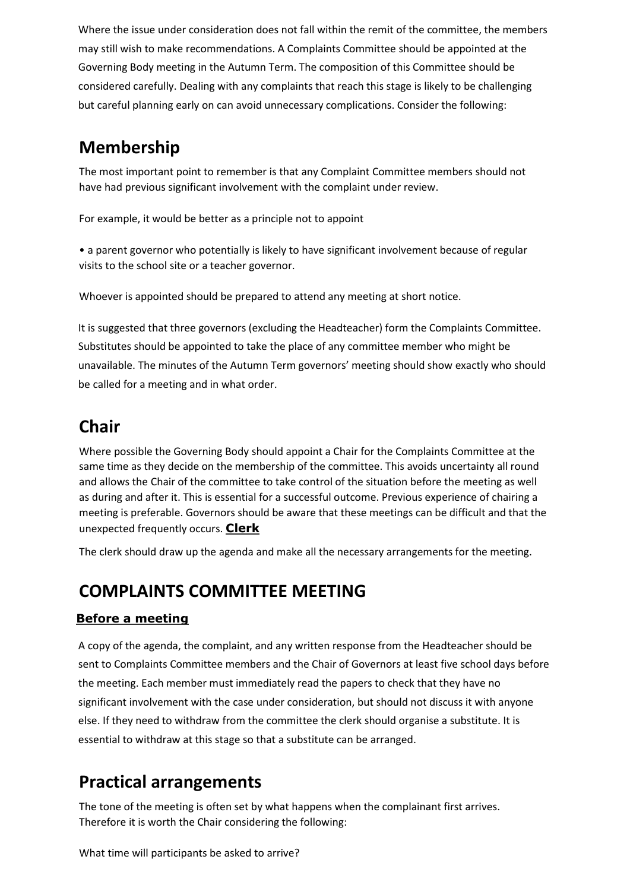Where the issue under consideration does not fall within the remit of the committee, the members may still wish to make recommendations. A Complaints Committee should be appointed at the Governing Body meeting in the Autumn Term. The composition of this Committee should be considered carefully. Dealing with any complaints that reach this stage is likely to be challenging but careful planning early on can avoid unnecessary complications. Consider the following:

## Membership

The most important point to remember is that any Complaint Committee members should not have had previous significant involvement with the complaint under review.

For example, it would be better as a principle not to appoint

- a parent governor who potentially is likely to have significant involvement because of regular visits to the school site or a teacher governor.

Whoever is appointed should be prepared to attend any meeting at short notice.

It is suggested that three governors (excluding the Headteacher) form the Complaints Committee. Substitutes should be appointed to take the place of any committee member who might be unavailable. The minutes of the Autumn Term governors' meeting should show exactly who should be called for a meeting and in what order.

## Chair

Where possible the Governing Body should appoint a Chair for the Complaints Committee at the same time as they decide on the membership of the committee. This avoids uncertainty all round and allows the Chair of the committee to take control of the situation before the meeting as well as during and after it. This is essential for a successful outcome. Previous experience of chairing a meeting is preferable. Governors should be aware that these meetings can be difficult and that the unexpected frequently occurs.

### Clerk

The clerk should draw up the agenda and make all the necessary arrangements for the meeting.

## COMPLAINTS COMMITTEE MEETING

### Before a meeting

A copy of the agenda, the complaint, and any written response from the Headteacher should be sent to Complaints Committee members and the Chair of Governors at least five school days before the meeting. Each member must immediately read the papers to check that they have no significant involvement with the case under consideration, but should not discuss it with anyone else. If they need to withdraw from the committee the clerk should organise a substitute. It is essential to withdraw at this stage so that a substitute can be arranged.

## Practical arrangements

The tone of the meeting is often set by what happens when the complainant first arrives. Therefore it is worth the Chair considering the following:

What time will participants be asked to arrive?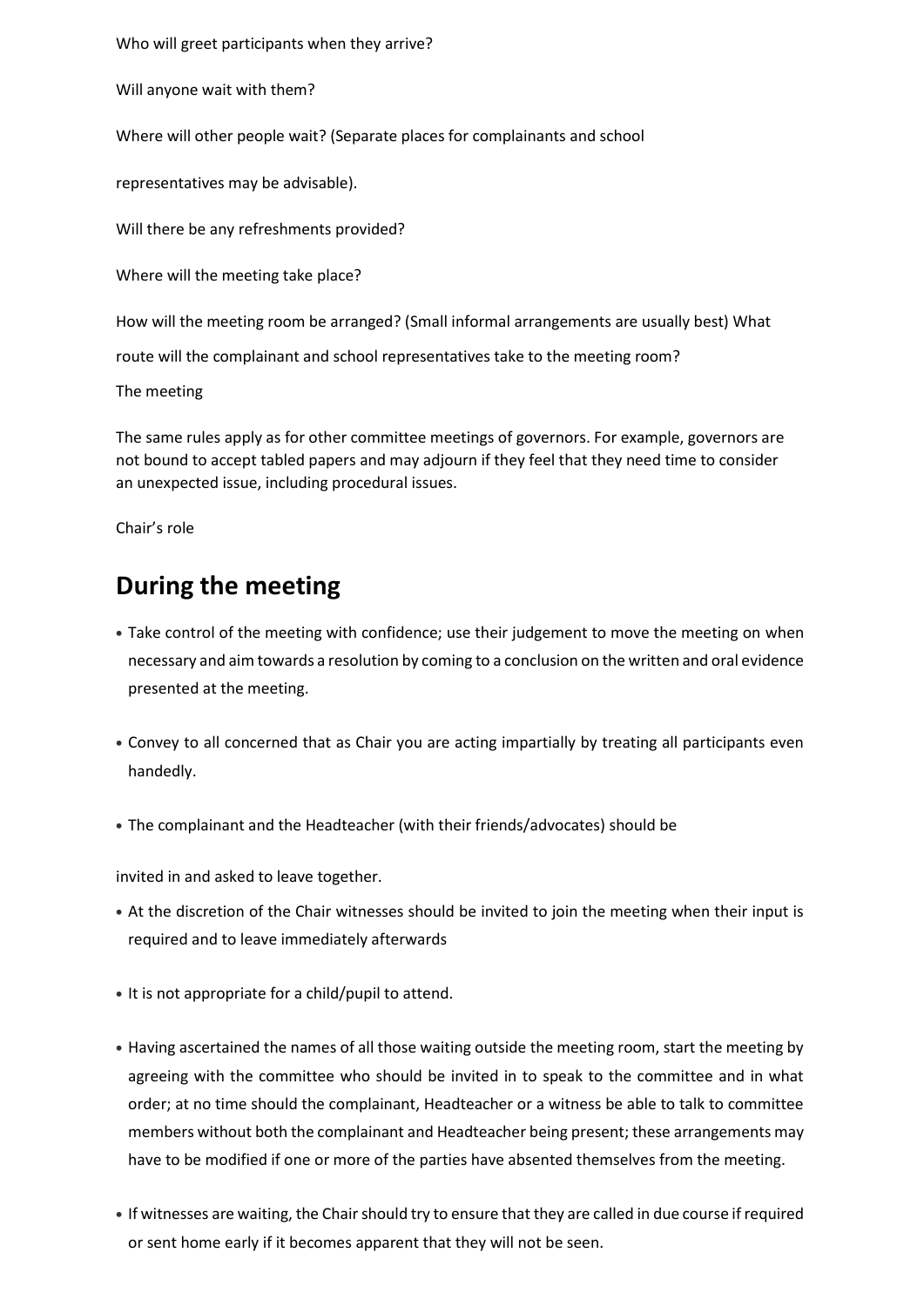Who will greet participants when they arrive?

Will anyone wait with them?

Where will other people wait? (Separate places for complainants and school

representatives may be advisable).

Will there be any refreshments provided?

Where will the meeting take place?

How will the meeting room be arranged? (Small informal arrangements are usually best) What

route will the complainant and school representatives take to the meeting room?

The meeting

The same rules apply as for other committee meetings of governors. For example, governors are not bound to accept tabled papers and may adjourn if they feel that they need time to consider an unexpected issue, including procedural issues.

Chair's role

## During the meeting

- Take control of the meeting with confidence; use their judgement to move the meeting on when necessary and aim towards a resolution by coming to a conclusion on the written and oral evidence presented at the meeting.
- Convey to all concerned that as Chair you are acting impartially by treating all participants even handedly.
- The complainant and the Headteacher (with their friends/advocates) should be

invited in and asked to leave together.

- At the discretion of the Chair witnesses should be invited to join the meeting when their input is required and to leave immediately afterwards
- It is not appropriate for a child/pupil to attend.
- Having ascertained the names of all those waiting outside the meeting room, start the meeting by agreeing with the committee who should be invited in to speak to the committee and in what order; at no time should the complainant, Headteacher or a witness be able to talk to committee members without both the complainant and Headteacher being present; these arrangements may have to be modified if one or more of the parties have absented themselves from the meeting.
- If witnesses are waiting, the Chair should try to ensure that they are called in due course if required or sent home early if it becomes apparent that they will not be seen.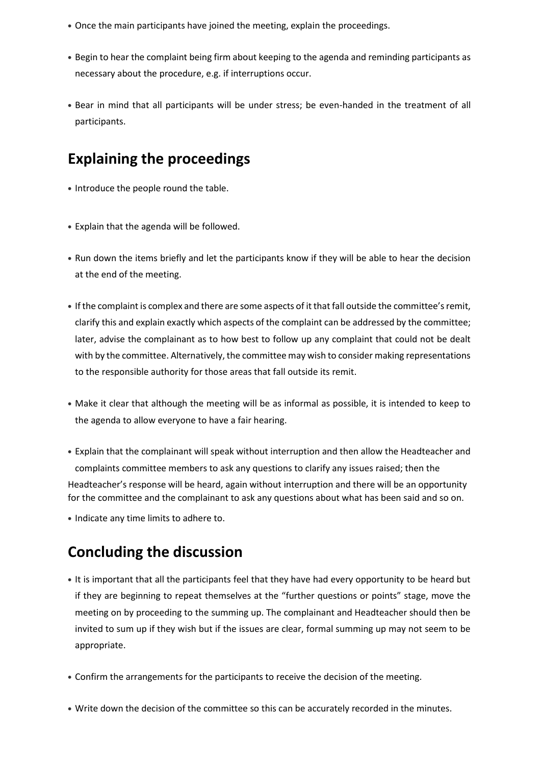- Once the main participants have joined the meeting, explain the proceedings.
- Begin to hear the complaint being firm about keeping to the agenda and reminding participants as necessary about the procedure, e.g. if interruptions occur.
- Bear in mind that all participants will be under stress; be even-handed in the treatment of all participants.

## Explaining the proceedings

- Introduce the people round the table.
- Explain that the agenda will be followed.
- Run down the items briefly and let the participants know if they will be able to hear the decision at the end of the meeting.
- If the complaint is complex and there are some aspects of it that fall outside the committee's remit, clarify this and explain exactly which aspects of the complaint can be addressed by the committee; later, advise the complainant as to how best to follow up any complaint that could not be dealt with by the committee. Alternatively, the committee may wish to consider making representations to the responsible authority for those areas that fall outside its remit.
- Make it clear that although the meeting will be as informal as possible, it is intended to keep to the agenda to allow everyone to have a fair hearing.
- Explain that the complainant will speak without interruption and then allow the Headteacher and complaints committee members to ask any questions to clarify any issues raised; then the Headteacher's response will be heard, again without interruption and there will be an opportunity for the committee and the complainant to ask any questions about what has been said and so on.
- Indicate any time limits to adhere to.

## Concluding the discussion

- It is important that all the participants feel that they have had every opportunity to be heard but if they are beginning to repeat themselves at the "further questions or points" stage, move the meeting on by proceeding to the summing up. The complainant and Headteacher should then be invited to sum up if they wish but if the issues are clear, formal summing up may not seem to be appropriate.
- Confirm the arrangements for the participants to receive the decision of the meeting.
- Write down the decision of the committee so this can be accurately recorded in the minutes.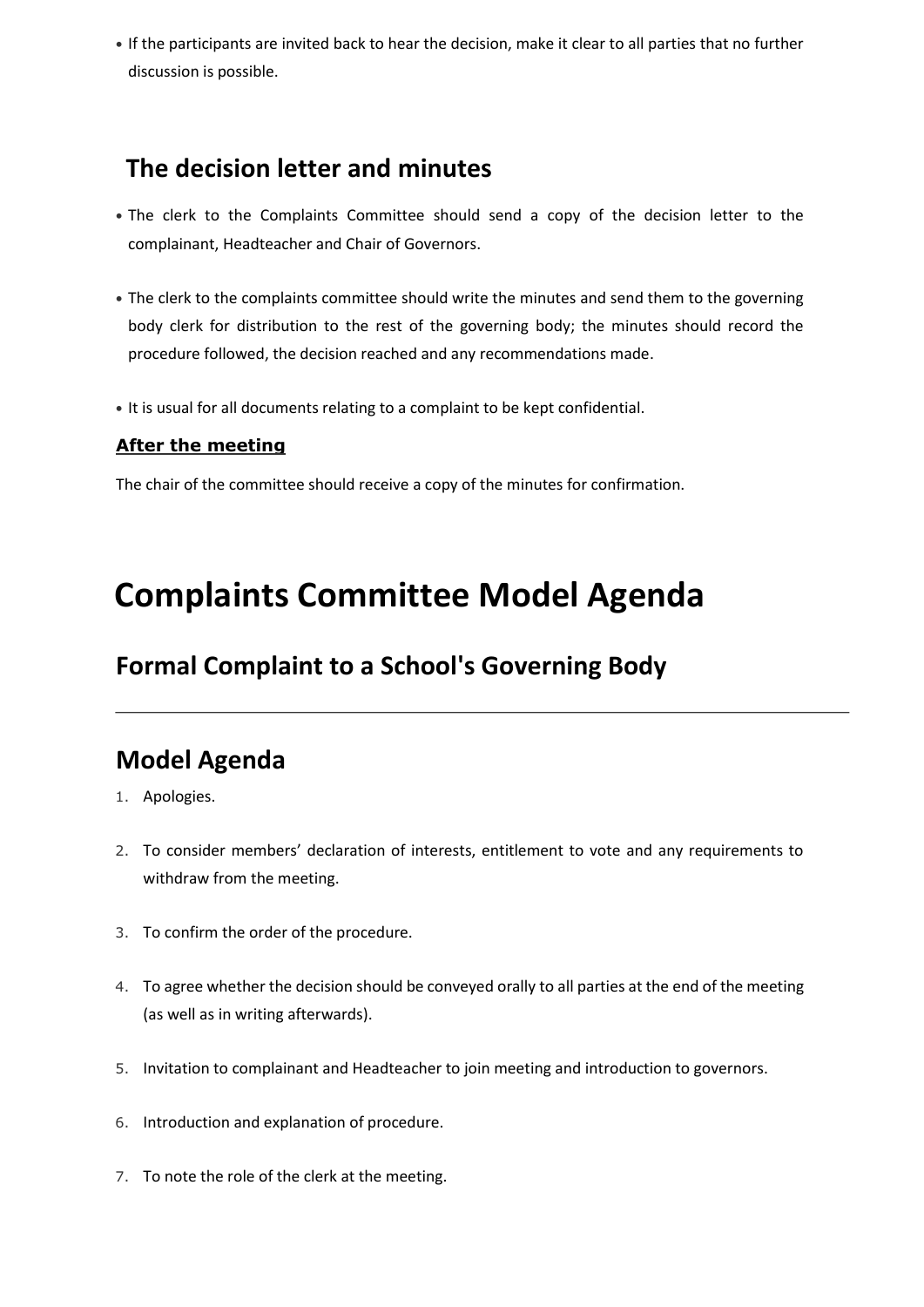- If the participants are invited back to hear the decision, make it clear to all parties that no further discussion is possible.

## The decision letter and minutes

- The clerk to the Complaints Committee should send a copy of the decision letter to the complainant, Headteacher and Chair of Governors.
- The clerk to the complaints committee should write the minutes and send them to the governing body clerk for distribution to the rest of the governing body; the minutes should record the procedure followed, the decision reached and any recommendations made.
- It is usual for all documents relating to a complaint to be kept confidential.

### After the meeting

The chair of the committee should receive a copy of the minutes for confirmation.

# Complaints Committee Model Agenda

## Formal Complaint to a School's Governing Body

---

## Model Agenda

1. Apologies.
2. To consider members' declaration of interests, entitlement to vote and any requirements to withdraw from the meeting.
3. To confirm the order of the procedure.
4. To agree whether the decision should be conveyed orally to all parties at the end of the meeting (as well as in writing afterwards).
5. Invitation to complainant and Headteacher to join meeting and introduction to governors.
6. Introduction and explanation of procedure.
7. To note the role of the clerk at the meeting.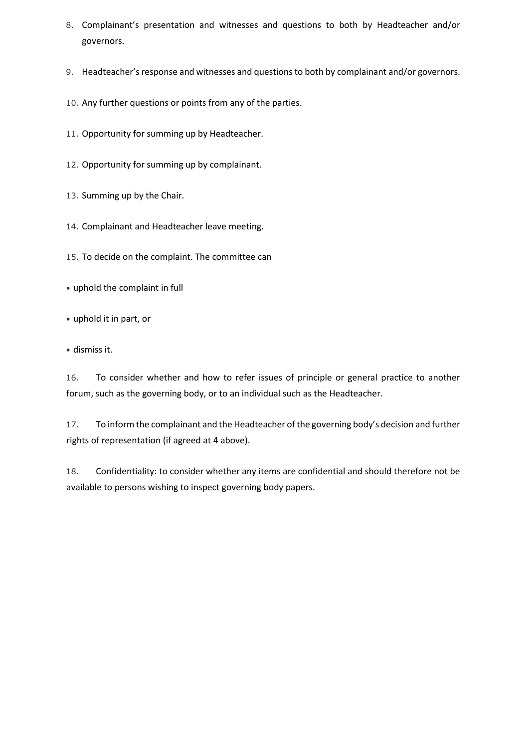8. Complainant's presentation and witnesses and questions to both by Headteacher and/or governors.
9. Headteacher's response and witnesses and questions to both by complainant and/or governors.
10. Any further questions or points from any of the parties.
11. Opportunity for summing up by Headteacher.
12. Opportunity for summing up by complainant.
13. Summing up by the Chair.
14. Complainant and Headteacher leave meeting.
15. To decide on the complaint. The committee can

- uphold the complaint in full
- uphold it in part, or
- dismiss it.

16. To consider whether and how to refer issues of principle or general practice to another forum, such as the governing body, or to an individual such as the Headteacher.

17. To inform the complainant and the Headteacher of the governing body's decision and further rights of representation (if agreed at 4 above).

18. Confidentiality: to consider whether any items are confidential and should therefore not be available to persons wishing to inspect governing body papers.